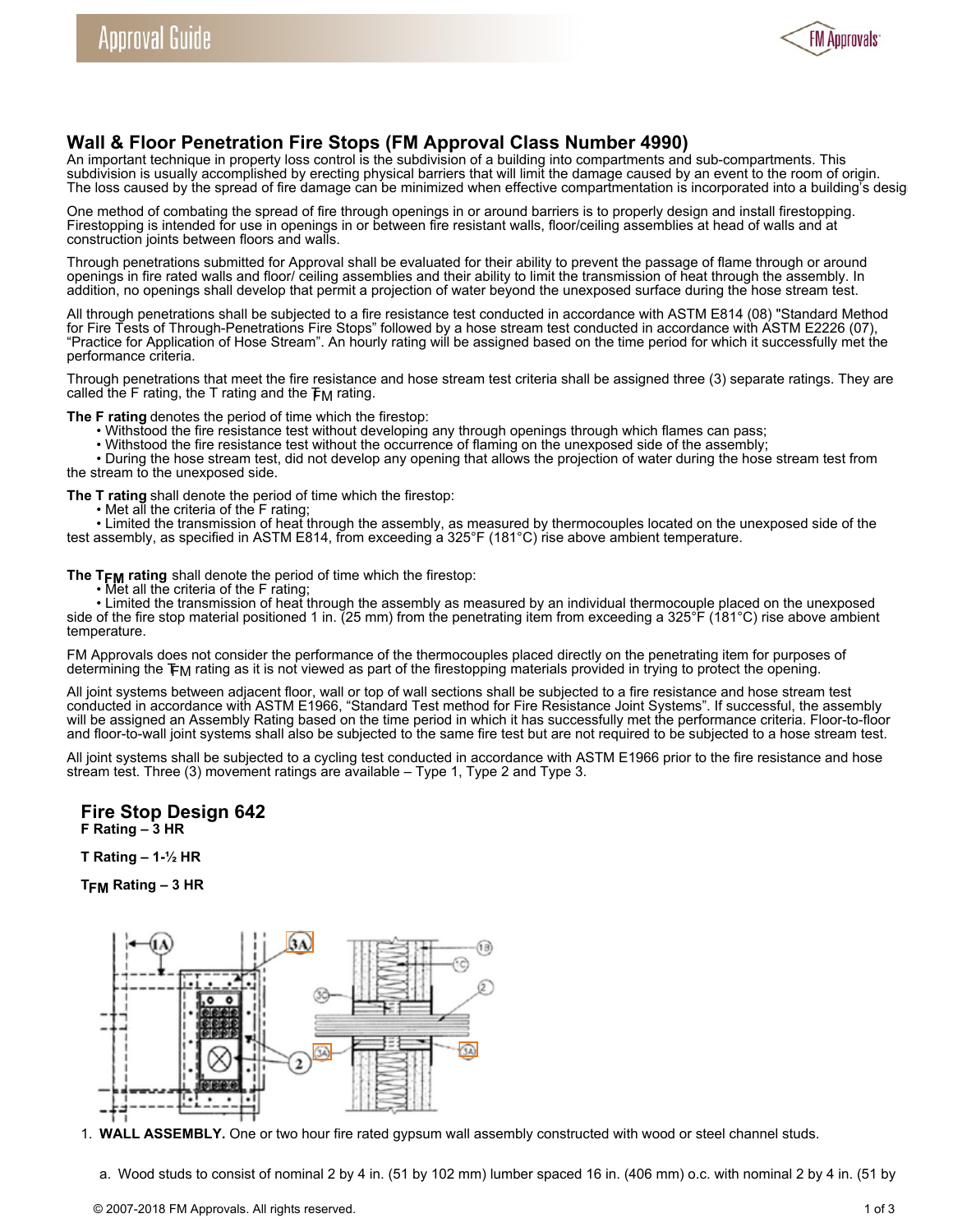## Wall & Floor Penetration Fire Stops (FM Approval Class Number 4990)

An important technique in property loss control is the subdivision of a building into compartments and sub-compartments. This subdivision is usually accomplished by erecting physical barriers that will limit the damage caused by an event to the room of origin. The loss caused by the spread of fire damage can be minimized when effective compartmentation is incorporated into a building's desig

One method of combating the spread of fire through openings in or around barriers is to properly design and install firestopping. Firestopping is intended for use in openings in or between fire resistant walls, floor/ceiling assemblies at head of walls and at construction joints between floors and walls.

Through penetrations submitted for Approval shall be evaluated for their ability to prevent the passage of flame through or around openings in fire rated walls and floor/ ceiling assemblies and their ability to limit the transmission of heat through the assembly. In addition, no openings shall develop that permit a projection of water beyond the unexposed surface during the hose stream test.

All through penetrations shall be subjected to a fire resistance test conducted in accordance with ASTM E814 (08) "Standard Method for Fire Tests of Through-Penetrations Fire Stops" followed by a hose stream test conducted in accordance with ASTM E2226 (07), "Practice for Application of Hose Stream". An hourly rating will be assigned based on the time period for which it successfully met the performance criteria.

Through penetrations that meet the fire resistance and hose stream test criteria shall be assigned three (3) separate ratings. They are called the F rating, the T rating and the $T_{FM}$ rating.

**The F rating** denotes the period of time which the firestop:

- Withstood the fire resistance test without developing any through openings through which flames can pass;
- Withstood the fire resistance test without the occurrence of flaming on the unexposed side of the assembly;
- During the hose stream test, did not develop any opening that allows the projection of water during the hose stream test from the stream to the unexposed side.

**The T rating** shall denote the period of time which the firestop:

- Met all the criteria of the F rating;
- Limited the transmission of heat through the assembly, as measured by thermocouples located on the unexposed side of the test assembly, as specified in ASTM E814, from exceeding a 325°F (181°C) rise above ambient temperature.

**The $T_{FM}$ rating** shall denote the period of time which the firestop:

- Met all the criteria of the F rating;
- Limited the transmission of heat through the assembly as measured by an individual thermocouple placed on the unexposed side of the fire stop material positioned 1 in. (25 mm) from the penetrating item from exceeding a 325°F (181°C) rise above ambient temperature.

FM Approvals does not consider the performance of the thermocouples placed directly on the penetrating item for purposes of determining the $T_{FM}$ rating as it is not viewed as part of the firestopping materials provided in trying to protect the opening.

All joint systems between adjacent floor, wall or top of wall sections shall be subjected to a fire resistance and hose stream test conducted in accordance with ASTM E1966, "Standard Test method for Fire Resistance Joint Systems". If successful, the assembly will be assigned an Assembly Rating based on the time period in which it has successfully met the performance criteria. Floor-to-floor and floor-to-wall joint systems shall also be subjected to the same fire test but are not required to be subjected to a hose stream test.

All joint systems shall be subjected to a cycling test conducted in accordance with ASTM E1966 prior to the fire resistance and hose stream test. Three (3) movement ratings are available – Type 1, Type 2 and Type 3.

### Fire Stop Design 642

**F Rating – 3 HR**

**T Rating – 1-½ HR**

**$T_{FM}$ Rating – 3 HR**

1. **WALL ASSEMBLY.** One or two hour fire rated gypsum wall assembly constructed with wood or steel channel studs.

   a. Wood studs to consist of nominal 2 by 4 in. (51 by 102 mm) lumber spaced 16 in. (406 mm) o.c. with nominal 2 by 4 in. (51 by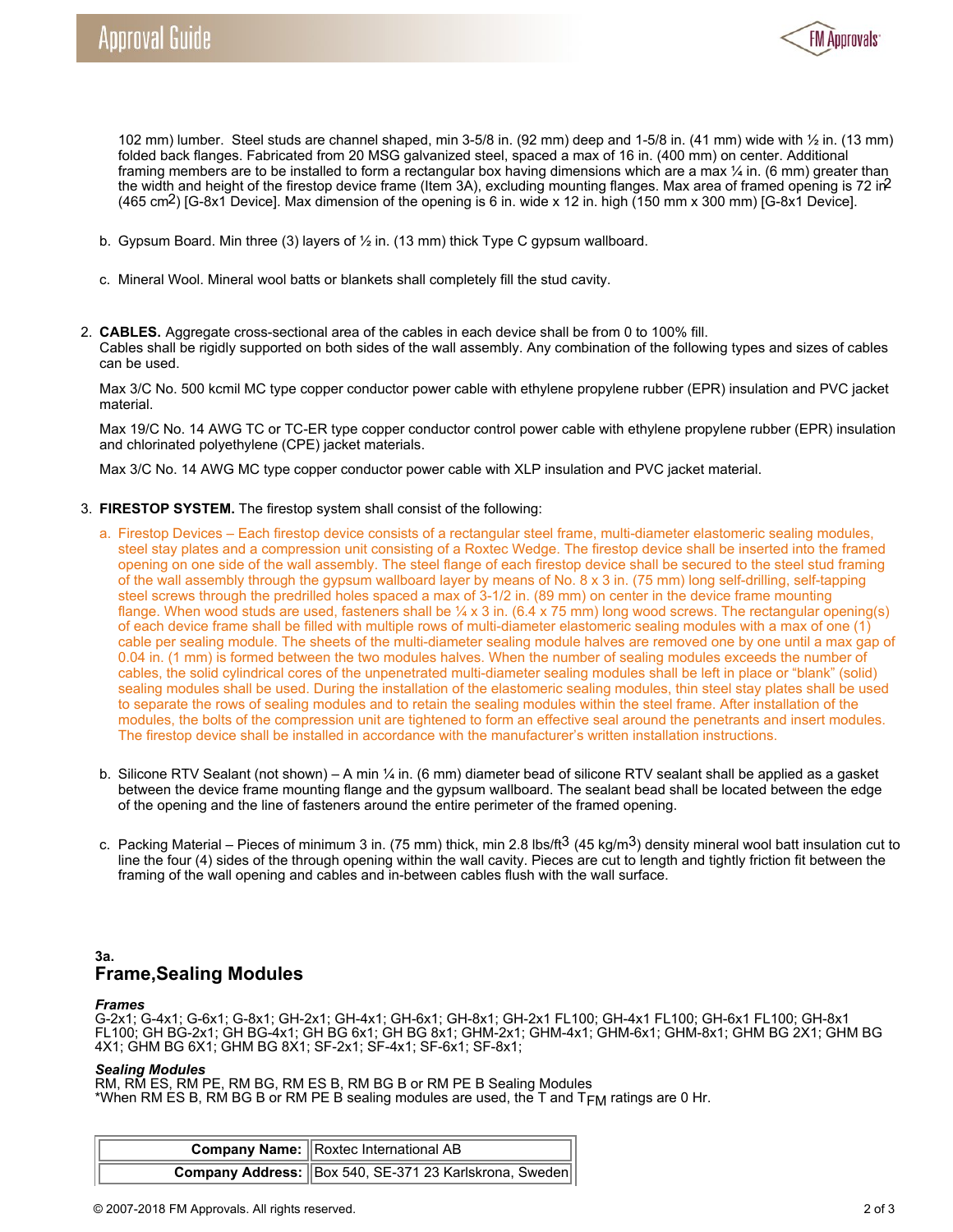102 mm) lumber. Steel studs are channel shaped, min 3-5/8 in. (92 mm) deep and 1-5/8 in. (41 mm) wide with ½ in. (13 mm) folded back flanges. Fabricated from 20 MSG galvanized steel, spaced a max of 16 in. (400 mm) on center. Additional framing members are to be installed to form a rectangular box having dimensions which are a max ¼ in. (6 mm) greater than the width and height of the firestop device frame (Item 3A), excluding mounting flanges. Max area of framed opening is 72 in$^2$ (465 cm$^2$) [G-8x1 Device]. Max dimension of the opening is 6 in. wide x 12 in. high (150 mm x 300 mm) [G-8x1 Device].

b. Gypsum Board. Min three (3) layers of ½ in. (13 mm) thick Type C gypsum wallboard.

c. Mineral Wool. Mineral wool batts or blankets shall completely fill the stud cavity.

2. **CABLES.** Aggregate cross-sectional area of the cables in each device shall be from 0 to 100% fill. Cables shall be rigidly supported on both sides of the wall assembly. Any combination of the following types and sizes of cables can be used.

   Max 3/C No. 500 kcmil MC type copper conductor power cable with ethylene propylene rubber (EPR) insulation and PVC jacket material.

   Max 19/C No. 14 AWG TC or TC-ER type copper conductor control power cable with ethylene propylene rubber (EPR) insulation and chlorinated polyethylene (CPE) jacket materials.

   Max 3/C No. 14 AWG MC type copper conductor power cable with XLP insulation and PVC jacket material.

3. **FIRESTOP SYSTEM.** The firestop system shall consist of the following:

   a. Firestop Devices – Each firestop device consists of a rectangular steel frame, multi-diameter elastomeric sealing modules, steel stay plates and a compression unit consisting of a Roxtec Wedge. The firestop device shall be inserted into the framed opening on one side of the wall assembly. The steel flange of each firestop device shall be secured to the steel stud framing of the wall assembly through the gypsum wallboard layer by means of No. 8 x 3 in. (75 mm) long self-drilling, self-tapping steel screws through the predrilled holes spaced a max of 3-1/2 in. (89 mm) on center in the device frame mounting flange. When wood studs are used, fasteners shall be ¼ x 3 in. (6.4 x 75 mm) long wood screws. The rectangular opening(s) of each device frame shall be filled with multiple rows of multi-diameter elastomeric sealing modules with a max of one (1) cable per sealing module. The sheets of the multi-diameter sealing module halves are removed one by one until a max gap of 0.04 in. (1 mm) is formed between the two modules halves. When the number of sealing modules exceeds the number of cables, the solid cylindrical cores of the unpenetrated multi-diameter sealing modules shall be left in place or "blank" (solid) sealing modules shall be used. During the installation of the elastomeric sealing modules, thin steel stay plates shall be used to separate the rows of sealing modules and to retain the sealing modules within the steel frame. After installation of the modules, the bolts of the compression unit are tightened to form an effective seal around the penetrants and insert modules. The firestop device shall be installed in accordance with the manufacturer's written installation instructions.

   b. Silicone RTV Sealant (not shown) – A min ¼ in. (6 mm) diameter bead of silicone RTV sealant shall be applied as a gasket between the device frame mounting flange and the gypsum wallboard. The sealant bead shall be located between the edge of the opening and the line of fasteners around the entire perimeter of the framed opening.

   c. Packing Material – Pieces of minimum 3 in. (75 mm) thick, min 2.8 lbs/ft$^3$ (45 kg/m$^3$) density mineral wool batt insulation cut to line the four (4) sides of the through opening within the wall cavity. Pieces are cut to length and tightly friction fit between the framing of the wall opening and cables and in-between cables flush with the wall surface.

### 3a.
## Frame,Sealing Modules

***Frames***
G-2x1; G-4x1; G-6x1; G-8x1; GH-2x1; GH-4x1; GH-6x1; GH-8x1; GH-2x1 FL100; GH-4x1 FL100; GH-6x1 FL100; GH-8x1 FL100; GH BG-2x1; GH BG-4x1; GH BG 6x1; GH BG 8x1; GHM-2x1; GHM-4x1; GHM-6x1; GHM-8x1; GHM BG 2X1; GHM BG 4X1; GHM BG 6X1; GHM BG 8X1; SF-2x1; SF-4x1; SF-6x1; SF-8x1;

***Sealing Modules***
RM, RM ES, RM PE, RM BG, RM ES B, RM BG B or RM PE B Sealing Modules
*When RM ES B, RM BG B or RM PE B sealing modules are used, the T and $T_{FM}$ ratings are 0 Hr.

| | |
|---|---|
| **Company Name:** | Roxtec International AB |
| **Company Address:** | Box 540, SE-371 23 Karlskrona, Sweden |

© 2007-2018 FM Approvals. All rights reserved.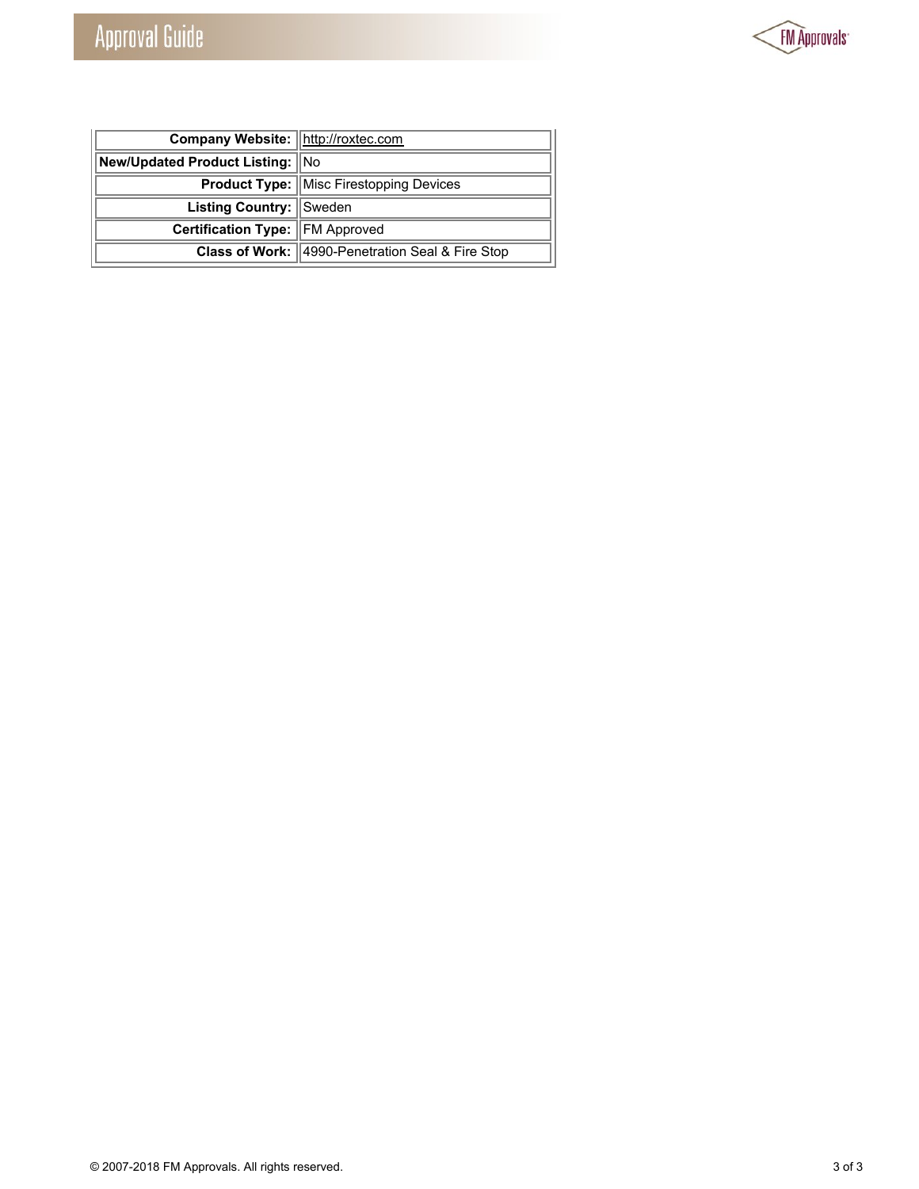| | |
|---|---|
| **Company Website:** | http://roxtec.com |
| **New/Updated Product Listing:** | No |
| **Product Type:** | Misc Firestopping Devices |
| **Listing Country:** | Sweden |
| **Certification Type:** | FM Approved |
| **Class of Work:** | 4990-Penetration Seal & Fire Stop |

© 2007-2018 FM Approvals. All rights reserved.